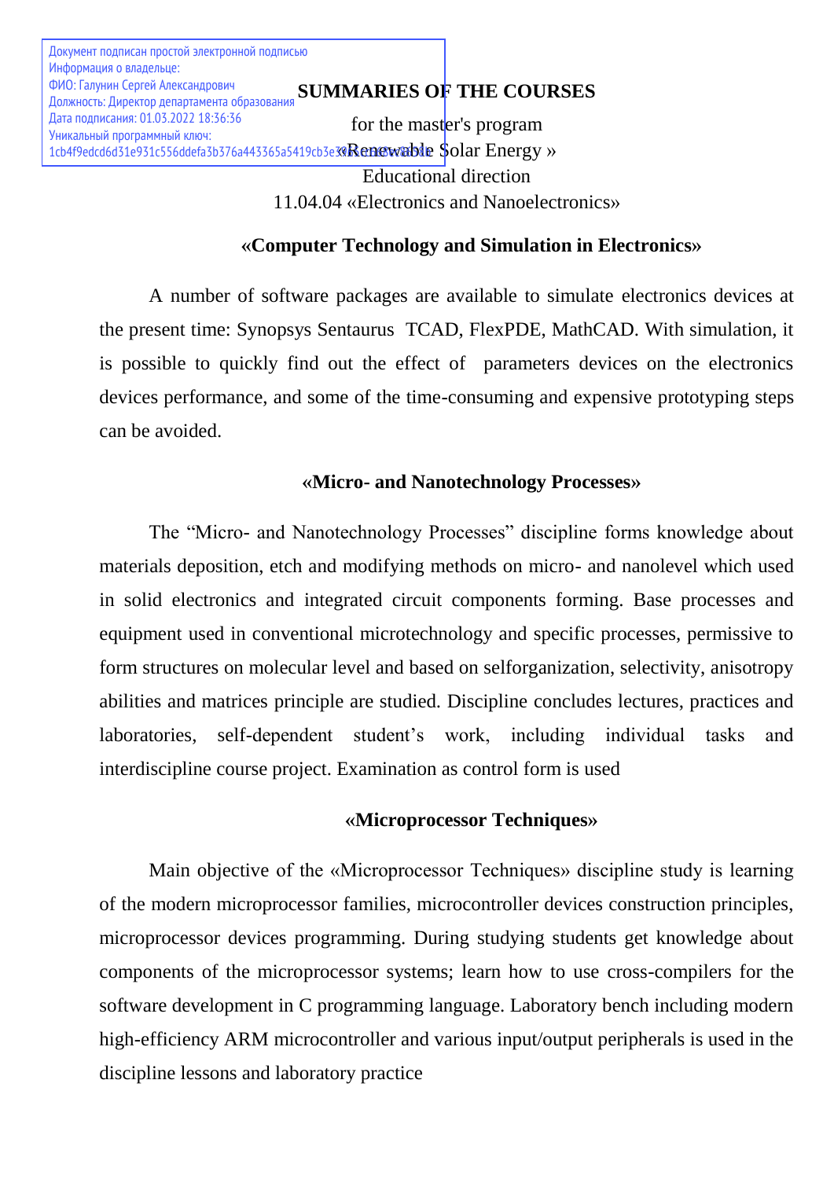Документ подписан простой электронной подписью
Информация о владельце:
ФИО: Галунин Сергей Александрович
Должность: Директор департамента образования
Дата подписания: 01.03.2022 18:36:36
Уникальный программный ключ:
1cb4f9edcd6d31e931c556ddefa3b376a443365a5419cb3e3

# SUMMARIES OF THE COURSES

for the master's program
«Renewable Solar Energy »
Educational direction
11.04.04 «Electronics and Nanoelectronics»

## «Computer Technology and Simulation in Electronics»

A number of software packages are available to simulate electronics devices at the present time: Synopsys Sentaurus TCAD, FlexPDE, MathCAD. With simulation, it is possible to quickly find out the effect of parameters devices on the electronics devices performance, and some of the time-consuming and expensive prototyping steps can be avoided.

## «Micro- and Nanotechnology Processes»

The "Micro- and Nanotechnology Processes" discipline forms knowledge about materials deposition, etch and modifying methods on micro- and nanolevel which used in solid electronics and integrated circuit components forming. Base processes and equipment used in conventional microtechnology and specific processes, permissive to form structures on molecular level and based on selforganization, selectivity, anisotropy abilities and matrices principle are studied. Discipline concludes lectures, practices and laboratories, self-dependent student's work, including individual tasks and interdiscipline course project. Examination as control form is used

## «Microprocessor Techniques»

Main objective of the «Microprocessor Techniques» discipline study is learning of the modern microprocessor families, microcontroller devices construction principles, microprocessor devices programming. During studying students get knowledge about components of the microprocessor systems; learn how to use cross-compilers for the software development in C programming language. Laboratory bench including modern high-efficiency ARM microcontroller and various input/output peripherals is used in the discipline lessons and laboratory practice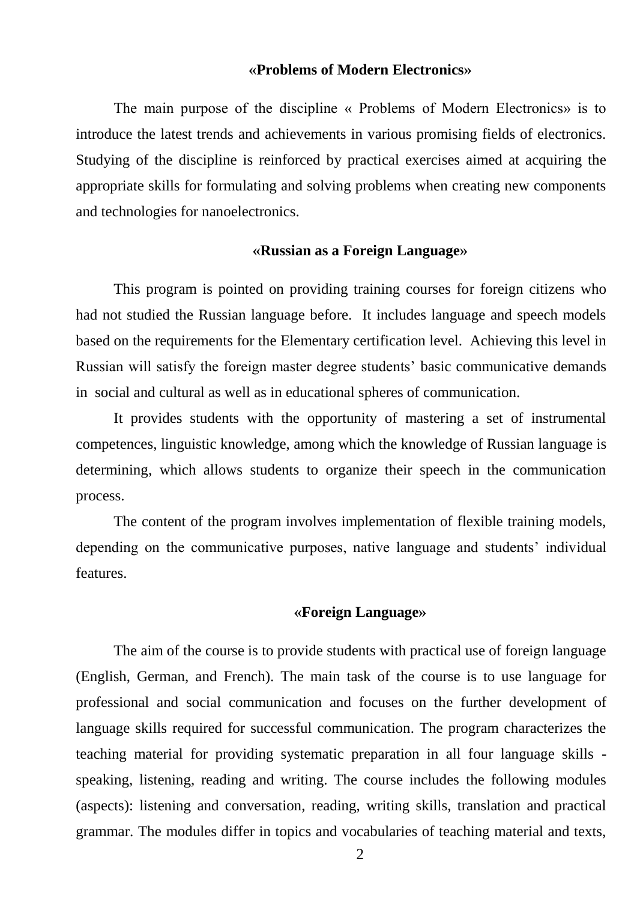## «Problems of Modern Electronics»

The main purpose of the discipline « Problems of Modern Electronics» is to introduce the latest trends and achievements in various promising fields of electronics. Studying of the discipline is reinforced by practical exercises aimed at acquiring the appropriate skills for formulating and solving problems when creating new components and technologies for nanoelectronics.

## «Russian as a Foreign Language»

This program is pointed on providing training courses for foreign citizens who had not studied the Russian language before. It includes language and speech models based on the requirements for the Elementary certification level. Achieving this level in Russian will satisfy the foreign master degree students' basic communicative demands in social and cultural as well as in educational spheres of communication.

It provides students with the opportunity of mastering a set of instrumental competences, linguistic knowledge, among which the knowledge of Russian language is determining, which allows students to organize their speech in the communication process.

The content of the program involves implementation of flexible training models, depending on the communicative purposes, native language and students' individual features.

## «Foreign Language»

The aim of the course is to provide students with practical use of foreign language (English, German, and French). The main task of the course is to use language for professional and social communication and focuses on the further development of language skills required for successful communication. The program characterizes the teaching material for providing systematic preparation in all four language skills - speaking, listening, reading and writing. The course includes the following modules (aspects): listening and conversation, reading, writing skills, translation and practical grammar. The modules differ in topics and vocabularies of teaching material and texts,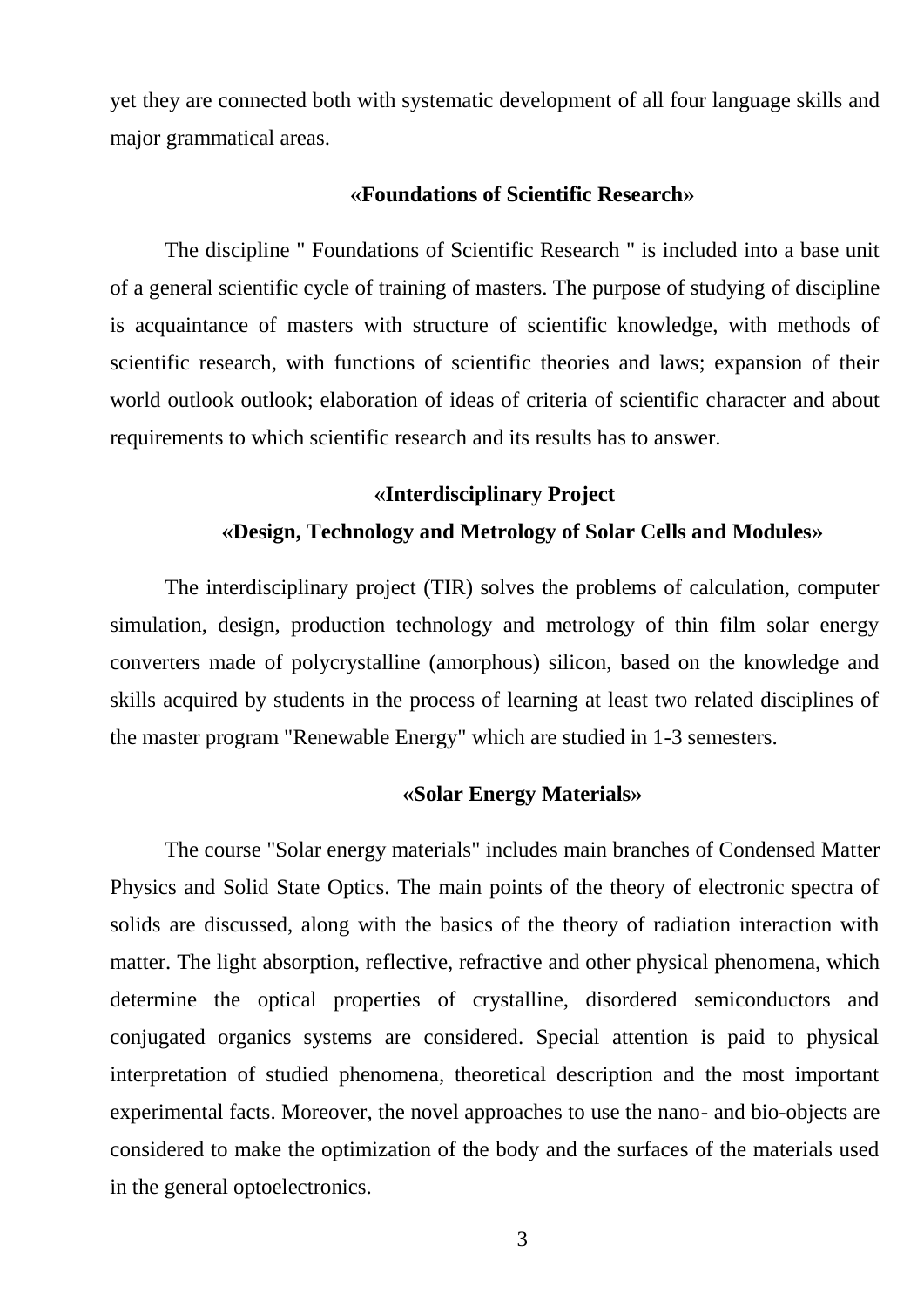yet they are connected both with systematic development of all four language skills and major grammatical areas.

### «Foundations of Scientific Research»

The discipline " Foundations of Scientific Research " is included into a base unit of a general scientific cycle of training of masters. The purpose of studying of discipline is acquaintance of masters with structure of scientific knowledge, with methods of scientific research, with functions of scientific theories and laws; expansion of their world outlook outlook; elaboration of ideas of criteria of scientific character and about requirements to which scientific research and its results has to answer.

### «Interdisciplinary Project «Design, Technology and Metrology of Solar Cells and Modules»

The interdisciplinary project (TIR) solves the problems of calculation, computer simulation, design, production technology and metrology of thin film solar energy converters made of polycrystalline (amorphous) silicon, based on the knowledge and skills acquired by students in the process of learning at least two related disciplines of the master program "Renewable Energy" which are studied in 1-3 semesters.

### «Solar Energy Materials»

The course "Solar energy materials" includes main branches of Condensed Matter Physics and Solid State Optics. The main points of the theory of electronic spectra of solids are discussed, along with the basics of the theory of radiation interaction with matter. The light absorption, reflective, refractive and other physical phenomena, which determine the optical properties of crystalline, disordered semiconductors and conjugated organics systems are considered. Special attention is paid to physical interpretation of studied phenomena, theoretical description and the most important experimental facts. Moreover, the novel approaches to use the nano- and bio-objects are considered to make the optimization of the body and the surfaces of the materials used in the general optoelectronics.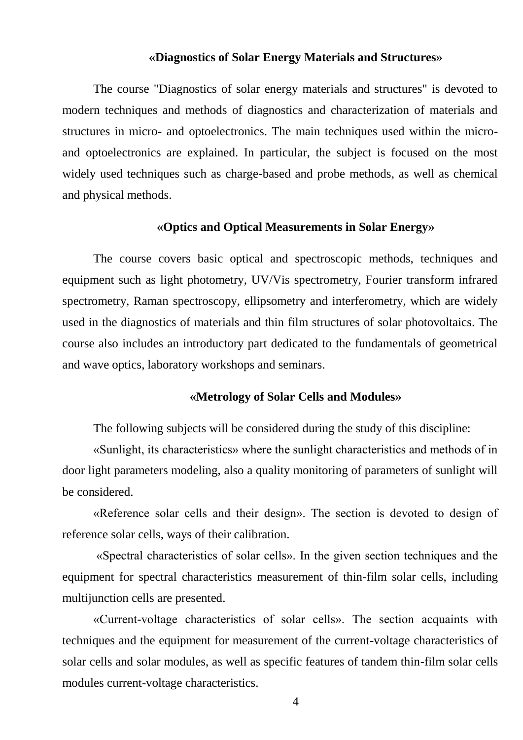### «Diagnostics of Solar Energy Materials and Structures»

The course "Diagnostics of solar energy materials and structures" is devoted to modern techniques and methods of diagnostics and characterization of materials and structures in micro- and optoelectronics. The main techniques used within the micro- and optoelectronics are explained. In particular, the subject is focused on the most widely used techniques such as charge-based and probe methods, as well as chemical and physical methods.

### «Optics and Optical Measurements in Solar Energy»

The course covers basic optical and spectroscopic methods, techniques and equipment such as light photometry, UV/Vis spectrometry, Fourier transform infrared spectrometry, Raman spectroscopy, ellipsometry and interferometry, which are widely used in the diagnostics of materials and thin film structures of solar photovoltaics. The course also includes an introductory part dedicated to the fundamentals of geometrical and wave optics, laboratory workshops and seminars.

### «Metrology of Solar Cells and Modules»

The following subjects will be considered during the study of this discipline:

«Sunlight, its characteristics» where the sunlight characteristics and methods of in door light parameters modeling, also a quality monitoring of parameters of sunlight will be considered.

«Reference solar cells and their design». The section is devoted to design of reference solar cells, ways of their calibration.

«Spectral characteristics of solar cells». In the given section techniques and the equipment for spectral characteristics measurement of thin-film solar cells, including multijunction cells are presented.

«Current-voltage characteristics of solar cells». The section acquaints with techniques and the equipment for measurement of the current-voltage characteristics of solar cells and solar modules, as well as specific features of tandem thin-film solar cells modules current-voltage characteristics.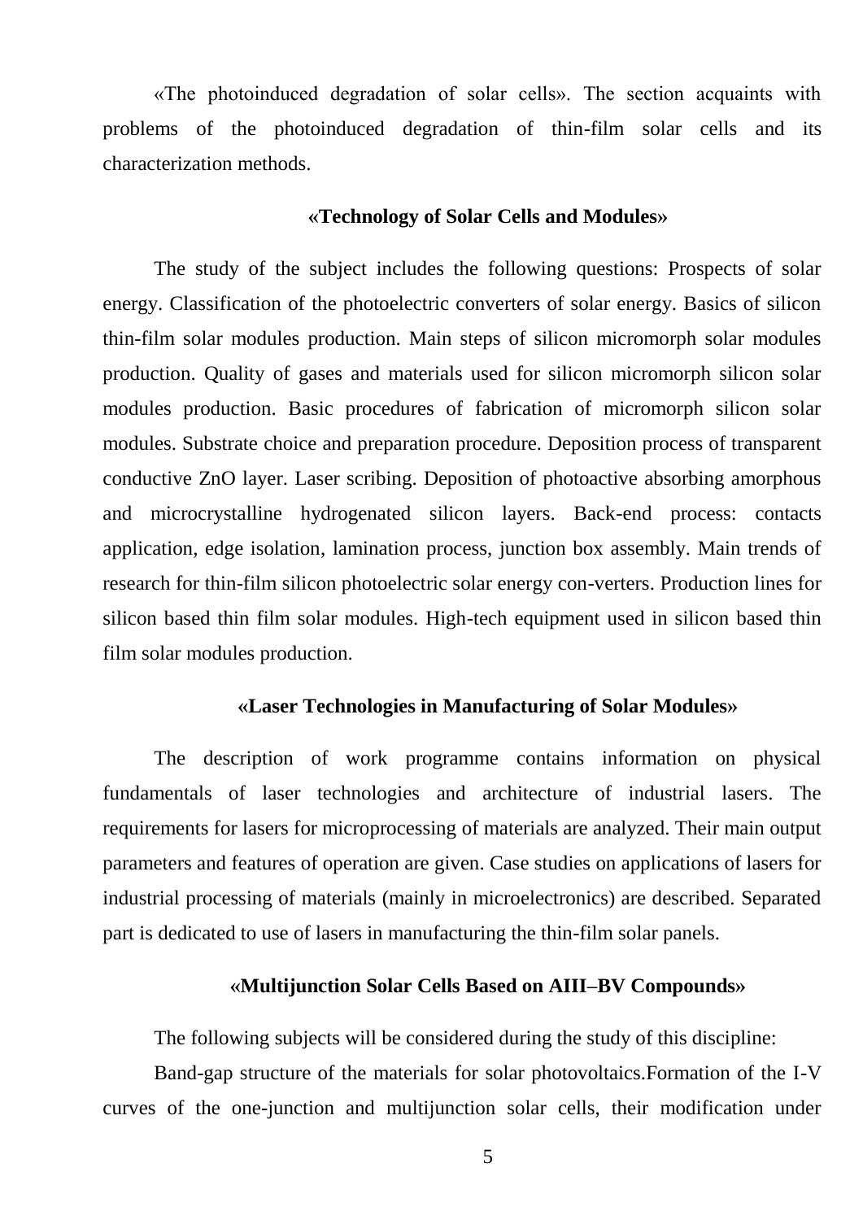«The photoinduced degradation of solar cells». The section acquaints with problems of the photoinduced degradation of thin-film solar cells and its characterization methods.

### «Technology of Solar Cells and Modules»

The study of the subject includes the following questions: Prospects of solar energy. Classification of the photoelectric converters of solar energy. Basics of silicon thin-film solar modules production. Main steps of silicon micromorph solar modules production. Quality of gases and materials used for silicon micromorph silicon solar modules production. Basic procedures of fabrication of micromorph silicon solar modules. Substrate choice and preparation procedure. Deposition process of transparent conductive ZnO layer. Laser scribing. Deposition of photoactive absorbing amorphous and microcrystalline hydrogenated silicon layers. Back-end process: contacts application, edge isolation, lamination process, junction box assembly. Main trends of research for thin-film silicon photoelectric solar energy con-verters. Production lines for silicon based thin film solar modules. High-tech equipment used in silicon based thin film solar modules production.

### «Laser Technologies in Manufacturing of Solar Modules»

The description of work programme contains information on physical fundamentals of laser technologies and architecture of industrial lasers. The requirements for lasers for microprocessing of materials are analyzed. Their main output parameters and features of operation are given. Case studies on applications of lasers for industrial processing of materials (mainly in microelectronics) are described. Separated part is dedicated to use of lasers in manufacturing the thin-film solar panels.

### «Multijunction Solar Cells Based on AIII–BV Compounds»

The following subjects will be considered during the study of this discipline:

Band-gap structure of the materials for solar photovoltaics.Formation of the I-V curves of the one-junction and multijunction solar cells, their modification under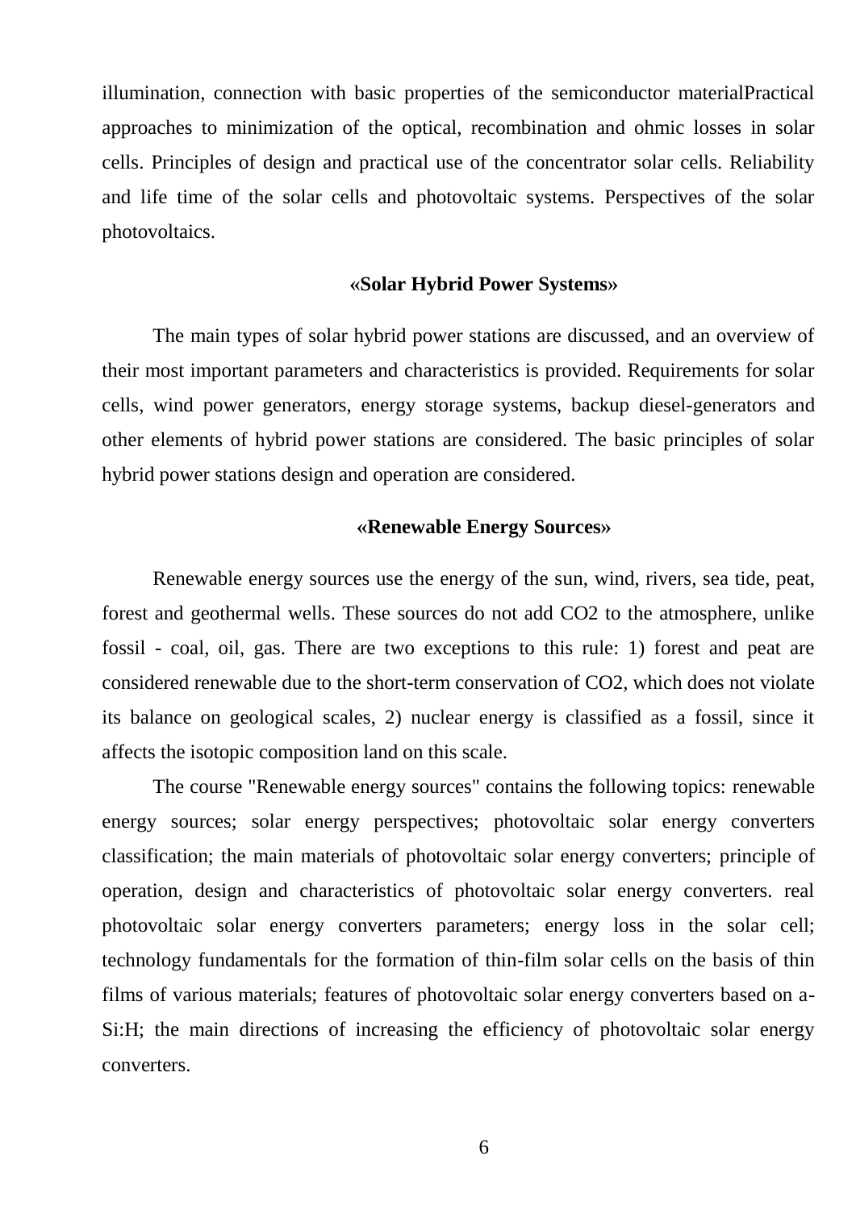illumination, connection with basic properties of the semiconductor materialPractical approaches to minimization of the optical, recombination and ohmic losses in solar cells. Principles of design and practical use of the concentrator solar cells. Reliability and life time of the solar cells and photovoltaic systems. Perspectives of the solar photovoltaics.

### «Solar Hybrid Power Systems»

The main types of solar hybrid power stations are discussed, and an overview of their most important parameters and characteristics is provided. Requirements for solar cells, wind power generators, energy storage systems, backup diesel-generators and other elements of hybrid power stations are considered. The basic principles of solar hybrid power stations design and operation are considered.

### «Renewable Energy Sources»

Renewable energy sources use the energy of the sun, wind, rivers, sea tide, peat, forest and geothermal wells. These sources do not add $CO_2$ to the atmosphere, unlike fossil - coal, oil, gas. There are two exceptions to this rule: 1) forest and peat are considered renewable due to the short-term conservation of $CO_2$, which does not violate its balance on geological scales, 2) nuclear energy is classified as a fossil, since it affects the isotopic composition land on this scale.

The course "Renewable energy sources" contains the following topics: renewable energy sources; solar energy perspectives; photovoltaic solar energy converters classification; the main materials of photovoltaic solar energy converters; principle of operation, design and characteristics of photovoltaic solar energy converters. real photovoltaic solar energy converters parameters; energy loss in the solar cell; technology fundamentals for the formation of thin-film solar cells on the basis of thin films of various materials; features of photovoltaic solar energy converters based on a-Si:H; the main directions of increasing the efficiency of photovoltaic solar energy converters.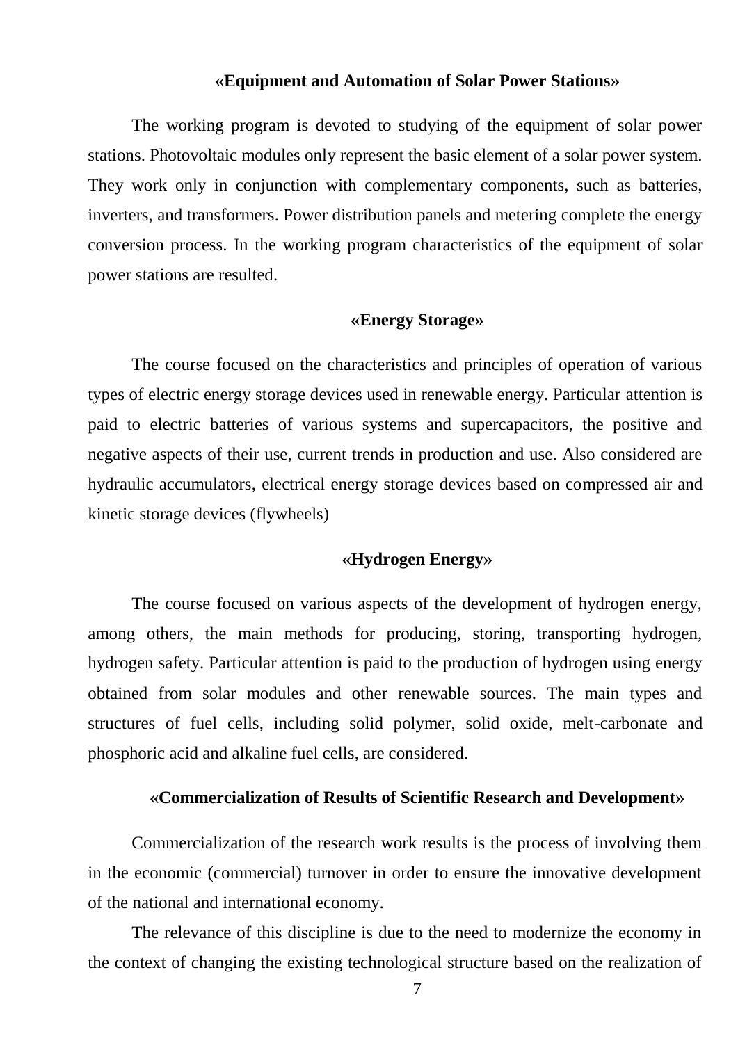### «Equipment and Automation of Solar Power Stations»

The working program is devoted to studying of the equipment of solar power stations. Photovoltaic modules only represent the basic element of a solar power system. They work only in conjunction with complementary components, such as batteries, inverters, and transformers. Power distribution panels and metering complete the energy conversion process. In the working program characteristics of the equipment of solar power stations are resulted.

### «Energy Storage»

The course focused on the characteristics and principles of operation of various types of electric energy storage devices used in renewable energy. Particular attention is paid to electric batteries of various systems and supercapacitors, the positive and negative aspects of their use, current trends in production and use. Also considered are hydraulic accumulators, electrical energy storage devices based on compressed air and kinetic storage devices (flywheels)

### «Hydrogen Energy»

The course focused on various aspects of the development of hydrogen energy, among others, the main methods for producing, storing, transporting hydrogen, hydrogen safety. Particular attention is paid to the production of hydrogen using energy obtained from solar modules and other renewable sources. The main types and structures of fuel cells, including solid polymer, solid oxide, melt-carbonate and phosphoric acid and alkaline fuel cells, are considered.

### «Commercialization of Results of Scientific Research and Development»

Commercialization of the research work results is the process of involving them in the economic (commercial) turnover in order to ensure the innovative development of the national and international economy.

The relevance of this discipline is due to the need to modernize the economy in the context of changing the existing technological structure based on the realization of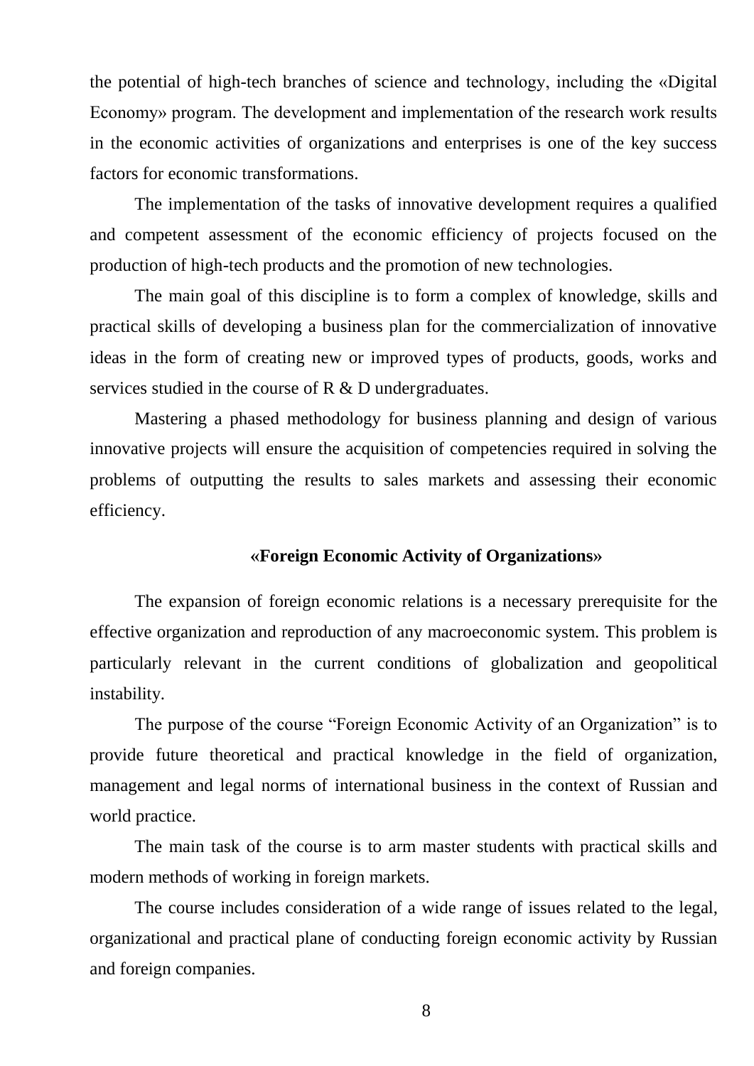the potential of high-tech branches of science and technology, including the «Digital Economy» program. The development and implementation of the research work results in the economic activities of organizations and enterprises is one of the key success factors for economic transformations.

The implementation of the tasks of innovative development requires a qualified and competent assessment of the economic efficiency of projects focused on the production of high-tech products and the promotion of new technologies.

The main goal of this discipline is to form a complex of knowledge, skills and practical skills of developing a business plan for the commercialization of innovative ideas in the form of creating new or improved types of products, goods, works and services studied in the course of R & D undergraduates.

Mastering a phased methodology for business planning and design of various innovative projects will ensure the acquisition of competencies required in solving the problems of outputting the results to sales markets and assessing their economic efficiency.

### «Foreign Economic Activity of Organizations»

The expansion of foreign economic relations is a necessary prerequisite for the effective organization and reproduction of any macroeconomic system. This problem is particularly relevant in the current conditions of globalization and geopolitical instability.

The purpose of the course “Foreign Economic Activity of an Organization” is to provide future theoretical and practical knowledge in the field of organization, management and legal norms of international business in the context of Russian and world practice.

The main task of the course is to arm master students with practical skills and modern methods of working in foreign markets.

The course includes consideration of a wide range of issues related to the legal, organizational and practical plane of conducting foreign economic activity by Russian and foreign companies.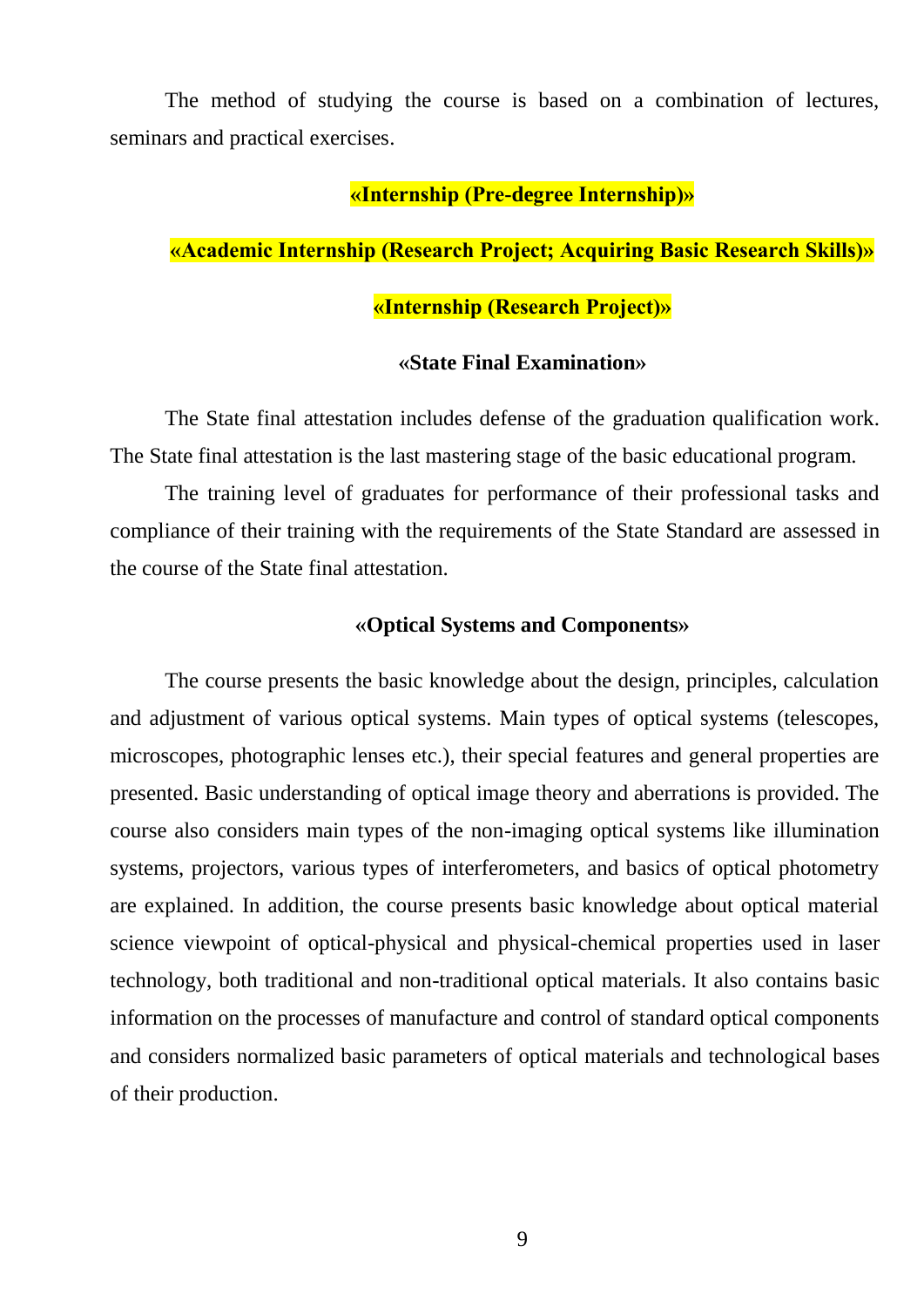The method of studying the course is based on a combination of lectures, seminars and practical exercises.

## «Internship (Pre-degree Internship)»

## «Academic Internship (Research Project; Acquiring Basic Research Skills)»

## «Internship (Research Project)»

## «State Final Examination»

The State final attestation includes defense of the graduation qualification work. The State final attestation is the last mastering stage of the basic educational program.

The training level of graduates for performance of their professional tasks and compliance of their training with the requirements of the State Standard are assessed in the course of the State final attestation.

## «Optical Systems and Components»

The course presents the basic knowledge about the design, principles, calculation and adjustment of various optical systems. Main types of optical systems (telescopes, microscopes, photographic lenses etc.), their special features and general properties are presented. Basic understanding of optical image theory and aberrations is provided. The course also considers main types of the non-imaging optical systems like illumination systems, projectors, various types of interferometers, and basics of optical photometry are explained. In addition, the course presents basic knowledge about optical material science viewpoint of optical-physical and physical-chemical properties used in laser technology, both traditional and non-traditional optical materials. It also contains basic information on the processes of manufacture and control of standard optical components and considers normalized basic parameters of optical materials and technological bases of their production.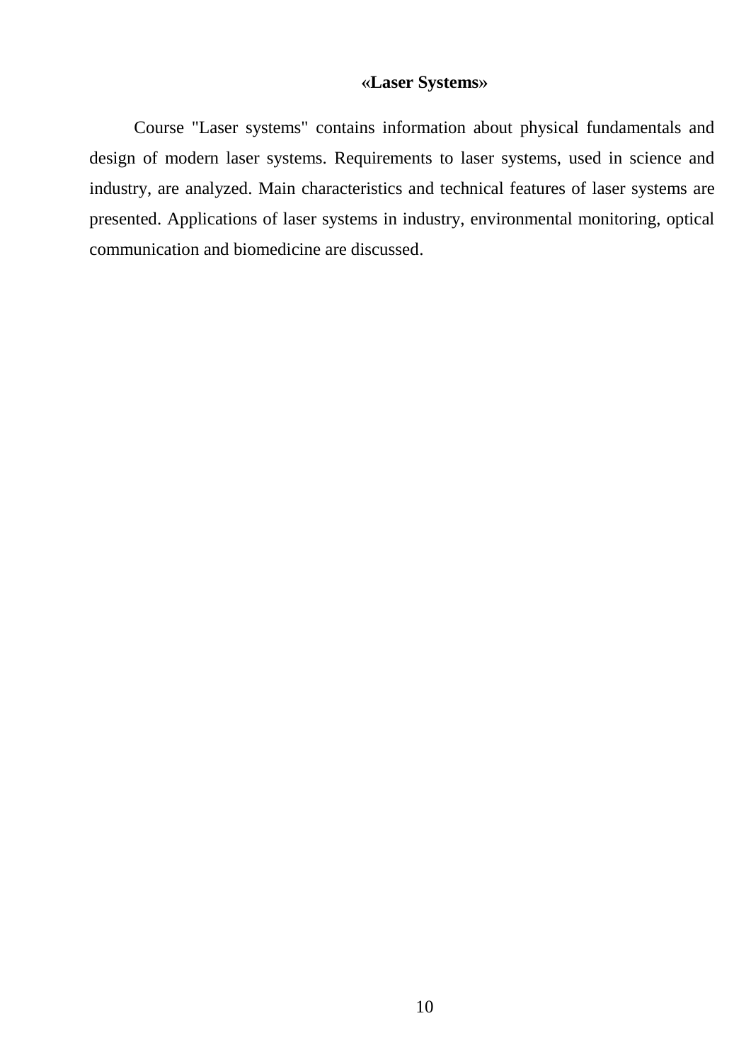## «Laser Systems»

Course "Laser systems" contains information about physical fundamentals and design of modern laser systems. Requirements to laser systems, used in science and industry, are analyzed. Main characteristics and technical features of laser systems are presented. Applications of laser systems in industry, environmental monitoring, optical communication and biomedicine are discussed.